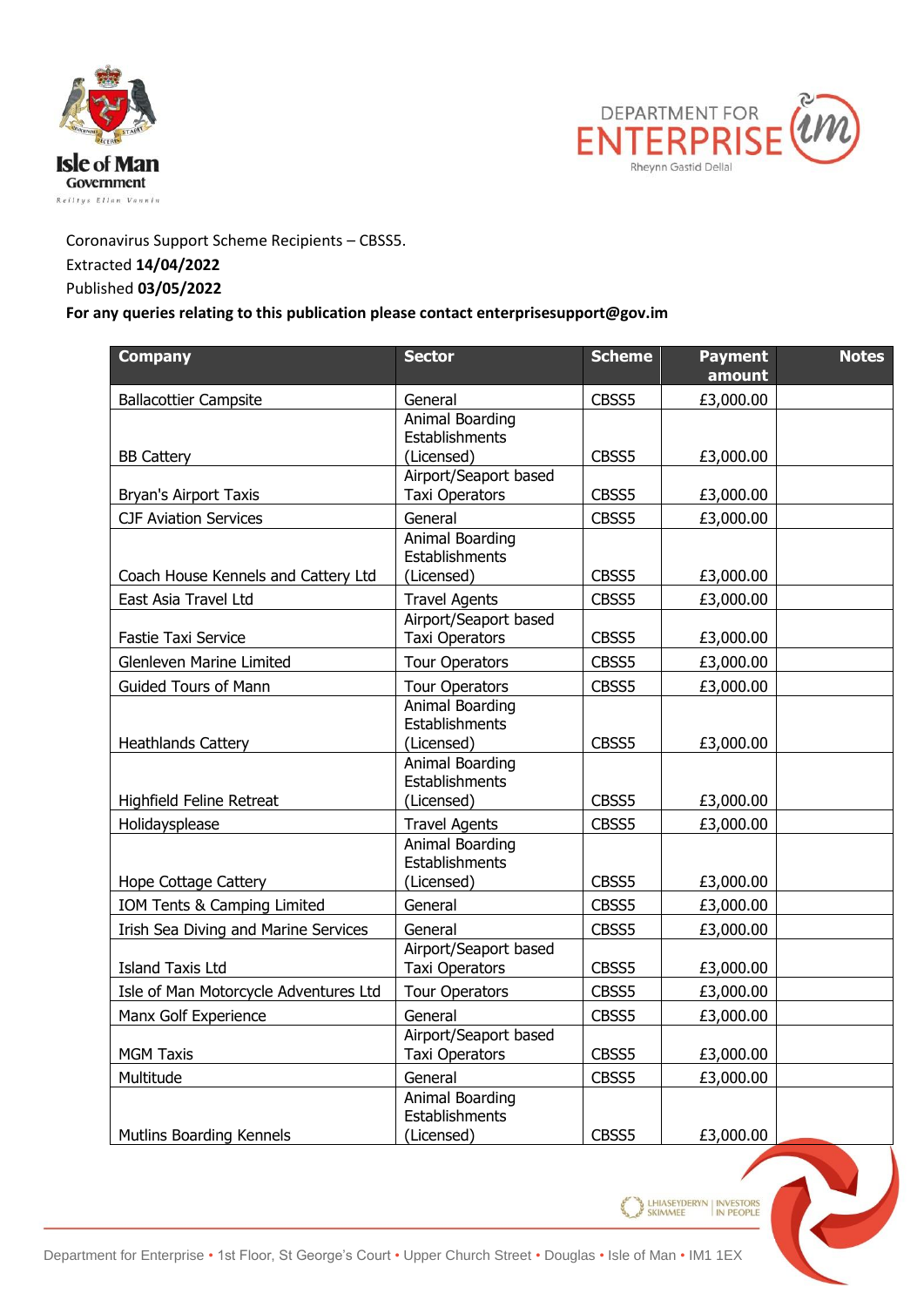Coronavirus Support Scheme Recipients – CBSS5.

Extracted **14/04/2022**

Published **03/05/2022**

**For any queries relating to this publication please contact enterprisesupport@gov.im**

| Company | Sector | Scheme | Payment amount | Notes |
|---|---|---|---|---|
| Ballacottier Campsite | General | CBSS5 | £3,000.00 | |
| BB Cattery | Animal Boarding Establishments (Licensed) | CBSS5 | £3,000.00 | |
| Bryan's Airport Taxis | Airport/Seaport based Taxi Operators | CBSS5 | £3,000.00 | |
| CJF Aviation Services | General | CBSS5 | £3,000.00 | |
| Coach House Kennels and Cattery Ltd | Animal Boarding Establishments (Licensed) | CBSS5 | £3,000.00 | |
| East Asia Travel Ltd | Travel Agents | CBSS5 | £3,000.00 | |
| Fastie Taxi Service | Airport/Seaport based Taxi Operators | CBSS5 | £3,000.00 | |
| Glenleven Marine Limited | Tour Operators | CBSS5 | £3,000.00 | |
| Guided Tours of Mann | Tour Operators | CBSS5 | £3,000.00 | |
| Heathlands Cattery | Animal Boarding Establishments (Licensed) | CBSS5 | £3,000.00 | |
| Highfield Feline Retreat | Animal Boarding Establishments (Licensed) | CBSS5 | £3,000.00 | |
| Holidaysplease | Travel Agents | CBSS5 | £3,000.00 | |
| Hope Cottage Cattery | Animal Boarding Establishments (Licensed) | CBSS5 | £3,000.00 | |
| IOM Tents & Camping Limited | General | CBSS5 | £3,000.00 | |
| Irish Sea Diving and Marine Services | General | CBSS5 | £3,000.00 | |
| Island Taxis Ltd | Airport/Seaport based Taxi Operators | CBSS5 | £3,000.00 | |
| Isle of Man Motorcycle Adventures Ltd | Tour Operators | CBSS5 | £3,000.00 | |
| Manx Golf Experience | General | CBSS5 | £3,000.00 | |
| MGM Taxis | Airport/Seaport based Taxi Operators | CBSS5 | £3,000.00 | |
| Multitude | General | CBSS5 | £3,000.00 | |
| Mutlins Boarding Kennels | Animal Boarding Establishments (Licensed) | CBSS5 | £3,000.00 | |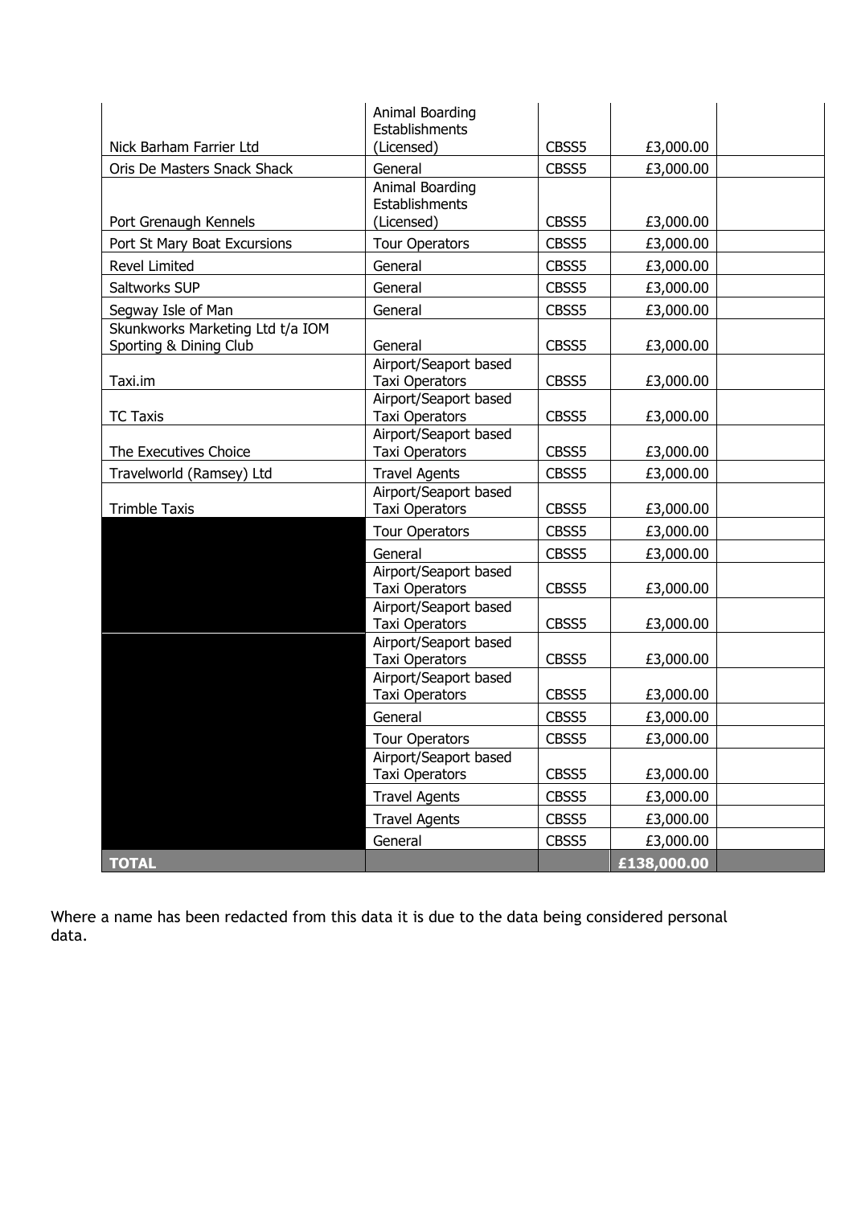| | | | | |
|---|---|---|---|---|
| Nick Barham Farrier Ltd | Animal Boarding Establishments (Licensed) | CBSS5 | £3,000.00 | |
| Oris De Masters Snack Shack | General | CBSS5 | £3,000.00 | |
| Port Grenaugh Kennels | Animal Boarding Establishments (Licensed) | CBSS5 | £3,000.00 | |
| Port St Mary Boat Excursions | Tour Operators | CBSS5 | £3,000.00 | |
| Revel Limited | General | CBSS5 | £3,000.00 | |
| Saltworks SUP | General | CBSS5 | £3,000.00 | |
| Segway Isle of Man | General | CBSS5 | £3,000.00 | |
| Skunkworks Marketing Ltd t/a IOM Sporting & Dining Club | General | CBSS5 | £3,000.00 | |
| Taxi.im | Airport/Seaport based Taxi Operators | CBSS5 | £3,000.00 | |
| TC Taxis | Airport/Seaport based Taxi Operators | CBSS5 | £3,000.00 | |
| The Executives Choice | Airport/Seaport based Taxi Operators | CBSS5 | £3,000.00 | |
| Travelworld (Ramsey) Ltd | Travel Agents | CBSS5 | £3,000.00 | |
| Trimble Taxis | Airport/Seaport based Taxi Operators | CBSS5 | £3,000.00 | |
| | Tour Operators | CBSS5 | £3,000.00 | |
| | General | CBSS5 | £3,000.00 | |
| | Airport/Seaport based Taxi Operators | CBSS5 | £3,000.00 | |
| | Airport/Seaport based Taxi Operators | CBSS5 | £3,000.00 | |
| | Airport/Seaport based Taxi Operators | CBSS5 | £3,000.00 | |
| | Airport/Seaport based Taxi Operators | CBSS5 | £3,000.00 | |
| | General | CBSS5 | £3,000.00 | |
| | Tour Operators | CBSS5 | £3,000.00 | |
| | Airport/Seaport based Taxi Operators | CBSS5 | £3,000.00 | |
| | Travel Agents | CBSS5 | £3,000.00 | |
| | Travel Agents | CBSS5 | £3,000.00 | |
| | General | CBSS5 | £3,000.00 | |
| **TOTAL** | | | **£138,000.00** | |

Where a name has been redacted from this data it is due to the data being considered personal data.